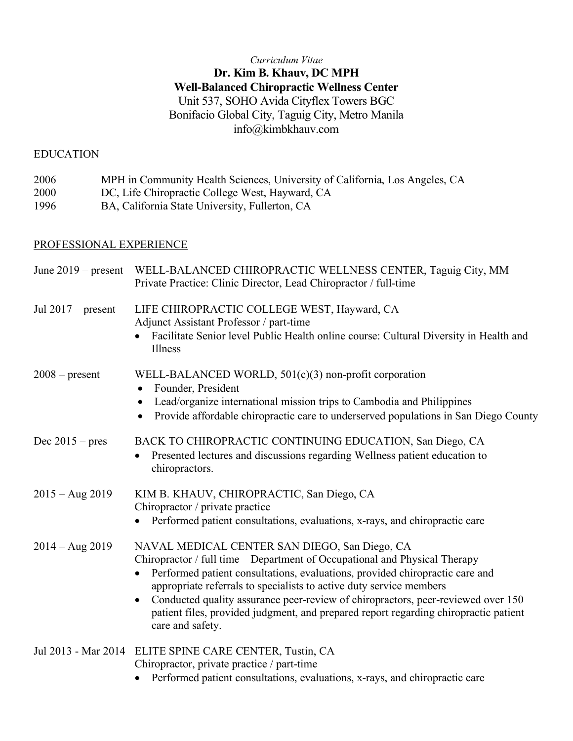*Curriculum Vitae*

**Dr. Kim B. Khauv, DC MPH**
**Well-Balanced Chiropractic Wellness Center**
Unit 537, SOHO Avida Cityflex Towers BGC
Bonifacio Global City, Taguig City, Metro Manila
info@kimbkhauv.com

## EDUCATION

2006 MPH in Community Health Sciences, University of California, Los Angeles, CA
2000 DC, Life Chiropractic College West, Hayward, CA
1996 BA, California State University, Fullerton, CA

## PROFESSIONAL EXPERIENCE

**June 2019 – present** WELL-BALANCED CHIROPRACTIC WELLNESS CENTER, Taguig City, MM
Private Practice: Clinic Director, Lead Chiropractor / full-time

**Jul 2017 – present** LIFE CHIROPRACTIC COLLEGE WEST, Hayward, CA
Adjunct Assistant Professor / part-time
- Facilitate Senior level Public Health online course: Cultural Diversity in Health and Illness

**2008 – present** WELL-BALANCED WORLD, 501(c)(3) non-profit corporation
- Founder, President
- Lead/organize international mission trips to Cambodia and Philippines
- Provide affordable chiropractic care to underserved populations in San Diego County

**Dec 2015 – pres** BACK TO CHIROPRACTIC CONTINUING EDUCATION, San Diego, CA
- Presented lectures and discussions regarding Wellness patient education to chiropractors.

**2015 – Aug 2019** KIM B. KHAUV, CHIROPRACTIC, San Diego, CA
Chiropractor / private practice
- Performed patient consultations, evaluations, x-rays, and chiropractic care

**2014 – Aug 2019** NAVAL MEDICAL CENTER SAN DIEGO, San Diego, CA
Chiropractor / full time Department of Occupational and Physical Therapy
- Performed patient consultations, evaluations, provided chiropractic care and appropriate referrals to specialists to active duty service members
- Conducted quality assurance peer-review of chiropractors, peer-reviewed over 150 patient files, provided judgment, and prepared report regarding chiropractic patient care and safety.

**Jul 2013 - Mar 2014** ELITE SPINE CARE CENTER, Tustin, CA
Chiropractor, private practice / part-time
- Performed patient consultations, evaluations, x-rays, and chiropractic care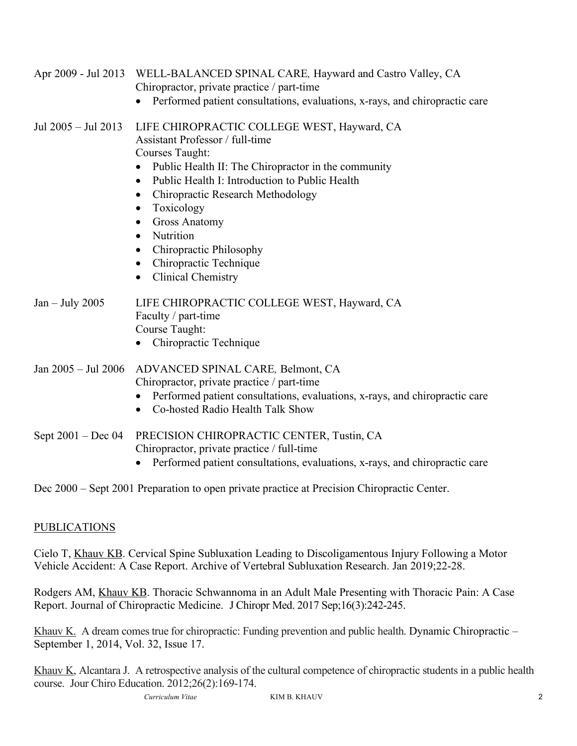Apr 2009 - Jul 2013 WELL-BALANCED SPINAL CARE*,* Hayward and Castro Valley, CA
Chiropractor, private practice / part-time

- Performed patient consultations, evaluations, x-rays, and chiropractic care

Jul 2005 – Jul 2013 LIFE CHIROPRACTIC COLLEGE WEST, Hayward, CA
Assistant Professor / full-time
Courses Taught:

- Public Health II: The Chiropractor in the community
- Public Health I: Introduction to Public Health
- Chiropractic Research Methodology
- Toxicology
- Gross Anatomy
- Nutrition
- Chiropractic Philosophy
- Chiropractic Technique
- Clinical Chemistry

Jan – July 2005 LIFE CHIROPRACTIC COLLEGE WEST, Hayward, CA
Faculty / part-time
Course Taught:

- Chiropractic Technique

Jan 2005 – Jul 2006 ADVANCED SPINAL CARE*,* Belmont, CA
Chiropractor, private practice / part-time

- Performed patient consultations, evaluations, x-rays, and chiropractic care
- Co-hosted Radio Health Talk Show

Sept 2001 – Dec 04 PRECISION CHIROPRACTIC CENTER, Tustin, CA
Chiropractor, private practice / full-time

- Performed patient consultations, evaluations, x-rays, and chiropractic care

Dec 2000 – Sept 2001 Preparation to open private practice at Precision Chiropractic Center.

## PUBLICATIONS

Cielo T, <u>Khauv KB</u>. Cervical Spine Subluxation Leading to Discoligamentous Injury Following a Motor Vehicle Accident: A Case Report. Archive of Vertebral Subluxation Research. Jan 2019;22-28.

Rodgers AM, <u>Khauv KB</u>. Thoracic Schwannoma in an Adult Male Presenting with Thoracic Pain: A Case Report. Journal of Chiropractic Medicine. J Chiropr Med. 2017 Sep;16(3):242-245.

<u>Khauv K.</u> A dream comes true for chiropractic: Funding prevention and public health. Dynamic Chiropractic – September 1, 2014, Vol. 32, Issue 17.

<u>Khauv K</u>, Alcantara J. A retrospective analysis of the cultural competence of chiropractic students in a public health course. Jour Chiro Education. 2012;26(2):169-174.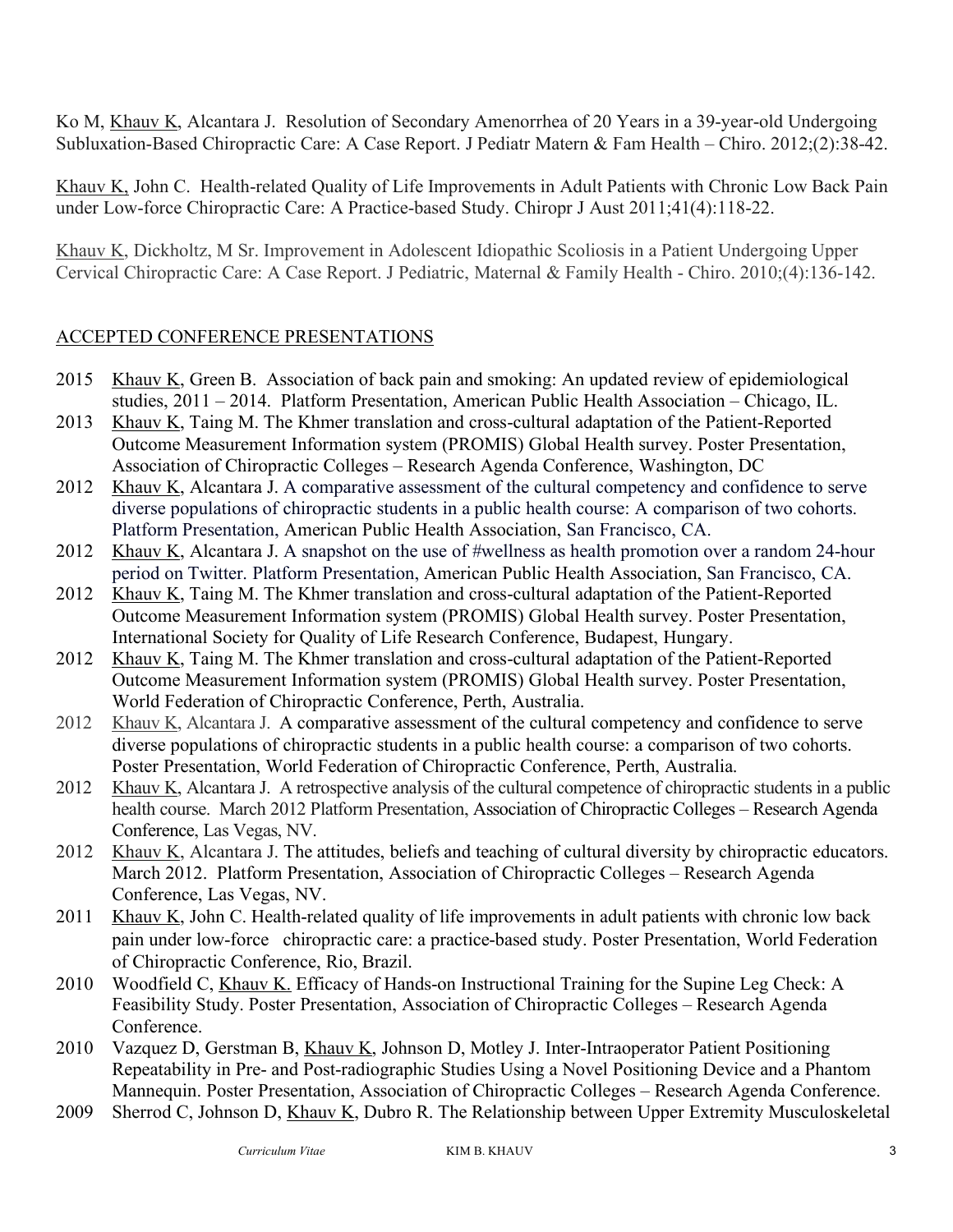Ko M, Khauv K, Alcantara J. Resolution of Secondary Amenorrhea of 20 Years in a 39-year-old Undergoing Subluxation-Based Chiropractic Care: A Case Report. J Pediatr Matern & Fam Health – Chiro. 2012;(2):38-42.

Khauv K, John C. Health-related Quality of Life Improvements in Adult Patients with Chronic Low Back Pain under Low-force Chiropractic Care: A Practice-based Study. Chiropr J Aust 2011;41(4):118-22.

Khauv K, Dickholtz, M Sr. Improvement in Adolescent Idiopathic Scoliosis in a Patient Undergoing Upper Cervical Chiropractic Care: A Case Report. J Pediatric, Maternal & Family Health - Chiro. 2010;(4):136-142.

## ACCEPTED CONFERENCE PRESENTATIONS

- 2015 Khauv K, Green B. Association of back pain and smoking: An updated review of epidemiological studies, 2011 – 2014. Platform Presentation, American Public Health Association – Chicago, IL.
- 2013 Khauv K, Taing M. The Khmer translation and cross-cultural adaptation of the Patient-Reported Outcome Measurement Information system (PROMIS) Global Health survey. Poster Presentation, Association of Chiropractic Colleges – Research Agenda Conference, Washington, DC
- 2012 Khauv K, Alcantara J. A comparative assessment of the cultural competency and confidence to serve diverse populations of chiropractic students in a public health course: A comparison of two cohorts. Platform Presentation, American Public Health Association, San Francisco, CA.
- 2012 Khauv K, Alcantara J. A snapshot on the use of #wellness as health promotion over a random 24-hour period on Twitter. Platform Presentation, American Public Health Association, San Francisco, CA.
- 2012 Khauv K, Taing M. The Khmer translation and cross-cultural adaptation of the Patient-Reported Outcome Measurement Information system (PROMIS) Global Health survey. Poster Presentation, International Society for Quality of Life Research Conference, Budapest, Hungary.
- 2012 Khauv K, Taing M. The Khmer translation and cross-cultural adaptation of the Patient-Reported Outcome Measurement Information system (PROMIS) Global Health survey. Poster Presentation, World Federation of Chiropractic Conference, Perth, Australia.
- 2012 Khauv K, Alcantara J. A comparative assessment of the cultural competency and confidence to serve diverse populations of chiropractic students in a public health course: a comparison of two cohorts. Poster Presentation, World Federation of Chiropractic Conference, Perth, Australia.
- 2012 Khauv K, Alcantara J. A retrospective analysis of the cultural competence of chiropractic students in a public health course. March 2012 Platform Presentation, Association of Chiropractic Colleges – Research Agenda Conference, Las Vegas, NV.
- 2012 Khauv K, Alcantara J. The attitudes, beliefs and teaching of cultural diversity by chiropractic educators. March 2012. Platform Presentation, Association of Chiropractic Colleges – Research Agenda Conference, Las Vegas, NV.
- 2011 Khauv K, John C. Health-related quality of life improvements in adult patients with chronic low back pain under low-force chiropractic care: a practice-based study. Poster Presentation, World Federation of Chiropractic Conference, Rio, Brazil.
- 2010 Woodfield C, Khauv K. Efficacy of Hands-on Instructional Training for the Supine Leg Check: A Feasibility Study. Poster Presentation, Association of Chiropractic Colleges – Research Agenda Conference.
- 2010 Vazquez D, Gerstman B, Khauv K, Johnson D, Motley J. Inter-Intraoperator Patient Positioning Repeatability in Pre- and Post-radiographic Studies Using a Novel Positioning Device and a Phantom Mannequin. Poster Presentation, Association of Chiropractic Colleges – Research Agenda Conference.
- 2009 Sherrod C, Johnson D, Khauv K, Dubro R. The Relationship between Upper Extremity Musculoskeletal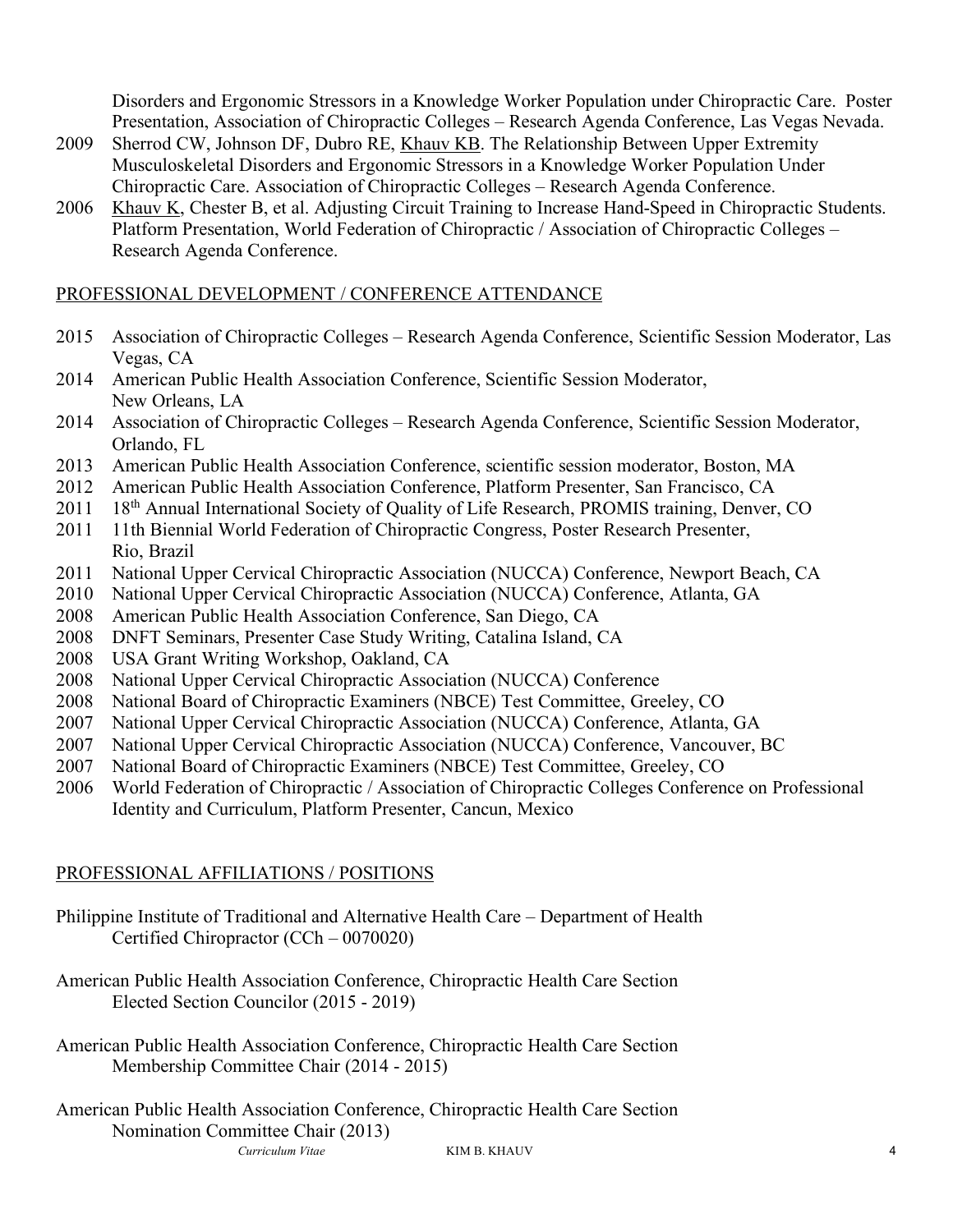Disorders and Ergonomic Stressors in a Knowledge Worker Population under Chiropractic Care. Poster Presentation, Association of Chiropractic Colleges – Research Agenda Conference, Las Vegas Nevada.

2009 Sherrod CW, Johnson DF, Dubro RE, Khauv KB. The Relationship Between Upper Extremity Musculoskeletal Disorders and Ergonomic Stressors in a Knowledge Worker Population Under Chiropractic Care. Association of Chiropractic Colleges – Research Agenda Conference.

2006 Khauv K, Chester B, et al. Adjusting Circuit Training to Increase Hand-Speed in Chiropractic Students. Platform Presentation, World Federation of Chiropractic / Association of Chiropractic Colleges – Research Agenda Conference.

## PROFESSIONAL DEVELOPMENT / CONFERENCE ATTENDANCE

2015 Association of Chiropractic Colleges – Research Agenda Conference, Scientific Session Moderator, Las Vegas, CA

2014 American Public Health Association Conference, Scientific Session Moderator, New Orleans, LA

2014 Association of Chiropractic Colleges – Research Agenda Conference, Scientific Session Moderator, Orlando, FL

2013 American Public Health Association Conference, scientific session moderator, Boston, MA

2012 American Public Health Association Conference, Platform Presenter, San Francisco, CA

2011 18th Annual International Society of Quality of Life Research, PROMIS training, Denver, CO

2011 11th Biennial World Federation of Chiropractic Congress, Poster Research Presenter, Rio, Brazil

2011 National Upper Cervical Chiropractic Association (NUCCA) Conference, Newport Beach, CA

2010 National Upper Cervical Chiropractic Association (NUCCA) Conference, Atlanta, GA

2008 American Public Health Association Conference, San Diego, CA

2008 DNFT Seminars, Presenter Case Study Writing, Catalina Island, CA

2008 USA Grant Writing Workshop, Oakland, CA

2008 National Upper Cervical Chiropractic Association (NUCCA) Conference

2008 National Board of Chiropractic Examiners (NBCE) Test Committee, Greeley, CO

2007 National Upper Cervical Chiropractic Association (NUCCA) Conference, Atlanta, GA

2007 National Upper Cervical Chiropractic Association (NUCCA) Conference, Vancouver, BC

2007 National Board of Chiropractic Examiners (NBCE) Test Committee, Greeley, CO

2006 World Federation of Chiropractic / Association of Chiropractic Colleges Conference on Professional Identity and Curriculum, Platform Presenter, Cancun, Mexico

## PROFESSIONAL AFFILIATIONS / POSITIONS

Philippine Institute of Traditional and Alternative Health Care – Department of Health
Certified Chiropractor (CCh – 0070020)

American Public Health Association Conference, Chiropractic Health Care Section
Elected Section Councilor (2015 - 2019)

American Public Health Association Conference, Chiropractic Health Care Section
Membership Committee Chair (2014 - 2015)

American Public Health Association Conference, Chiropractic Health Care Section
Nomination Committee Chair (2013)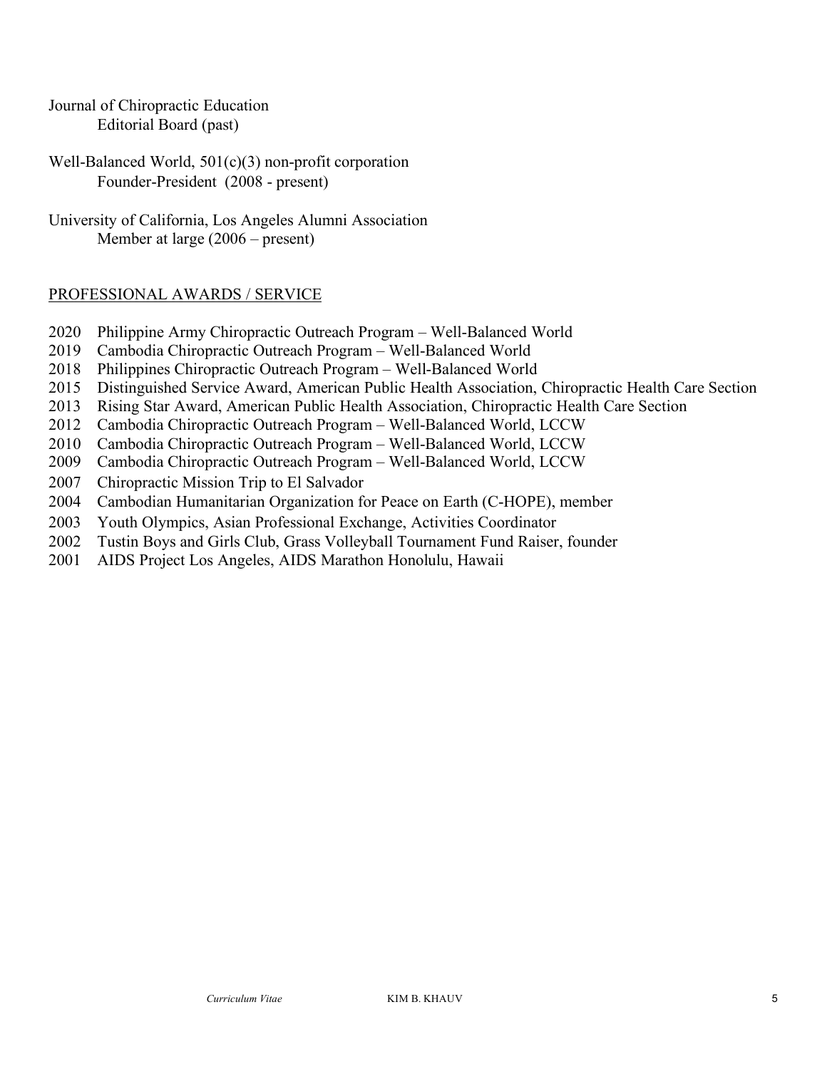Journal of Chiropractic Education
Editorial Board (past)

Well-Balanced World, 501(c)(3) non-profit corporation
Founder-President (2008 - present)

University of California, Los Angeles Alumni Association
Member at large (2006 – present)

## PROFESSIONAL AWARDS / SERVICE

- 2020 Philippine Army Chiropractic Outreach Program – Well-Balanced World
- 2019 Cambodia Chiropractic Outreach Program – Well-Balanced World
- 2018 Philippines Chiropractic Outreach Program – Well-Balanced World
- 2015 Distinguished Service Award, American Public Health Association, Chiropractic Health Care Section
- 2013 Rising Star Award, American Public Health Association, Chiropractic Health Care Section
- 2012 Cambodia Chiropractic Outreach Program – Well-Balanced World, LCCW
- 2010 Cambodia Chiropractic Outreach Program – Well-Balanced World, LCCW
- 2009 Cambodia Chiropractic Outreach Program – Well-Balanced World, LCCW
- 2007 Chiropractic Mission Trip to El Salvador
- 2004 Cambodian Humanitarian Organization for Peace on Earth (C-HOPE), member
- 2003 Youth Olympics, Asian Professional Exchange, Activities Coordinator
- 2002 Tustin Boys and Girls Club, Grass Volleyball Tournament Fund Raiser, founder
- 2001 AIDS Project Los Angeles, AIDS Marathon Honolulu, Hawaii